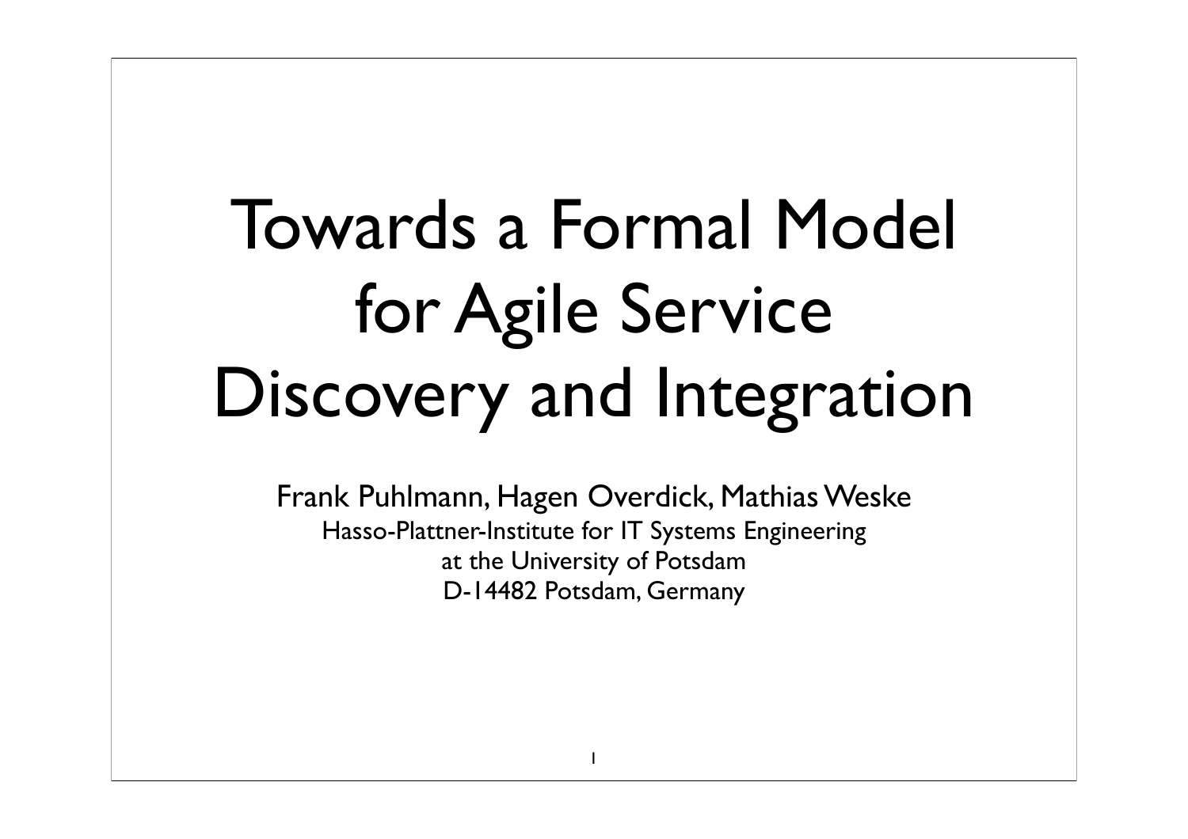# Towards a Formal Model for Agile Service Discovery and Integration

Frank Puhlmann, Hagen Overdick, Mathias Weske

Hasso-Plattner-Institute for IT Systems Engineering
at the University of Potsdam
D-14482 Potsdam, Germany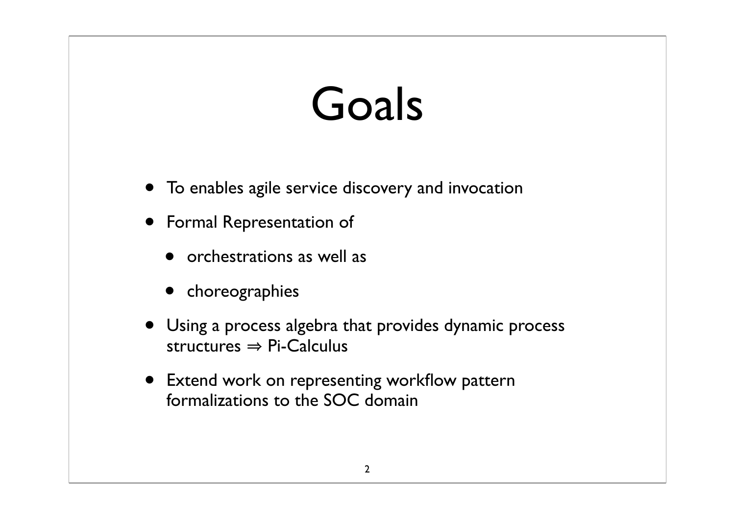# Goals

- To enables agile service discovery and invocation
- Formal Representation of
  - orchestrations as well as
  - choreographies
- Using a process algebra that provides dynamic process structures $\Rightarrow$ Pi-Calculus
- Extend work on representing workflow pattern formalizations to the SOC domain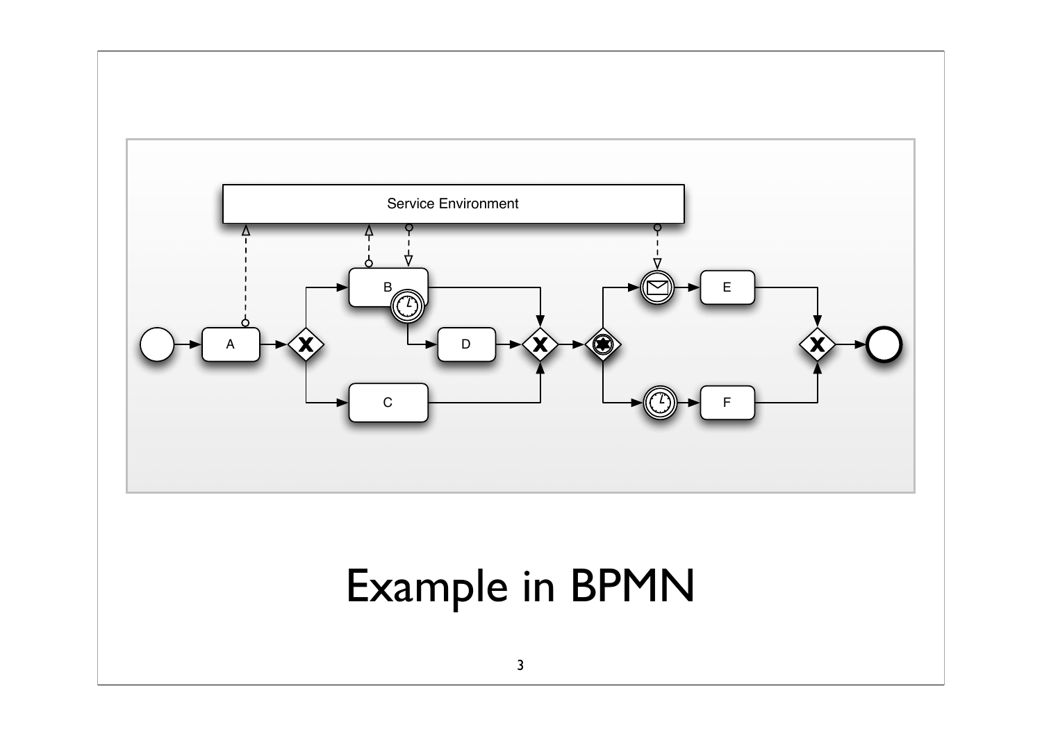Service Environment

B

A

D

C

E

F

# Example in BPMN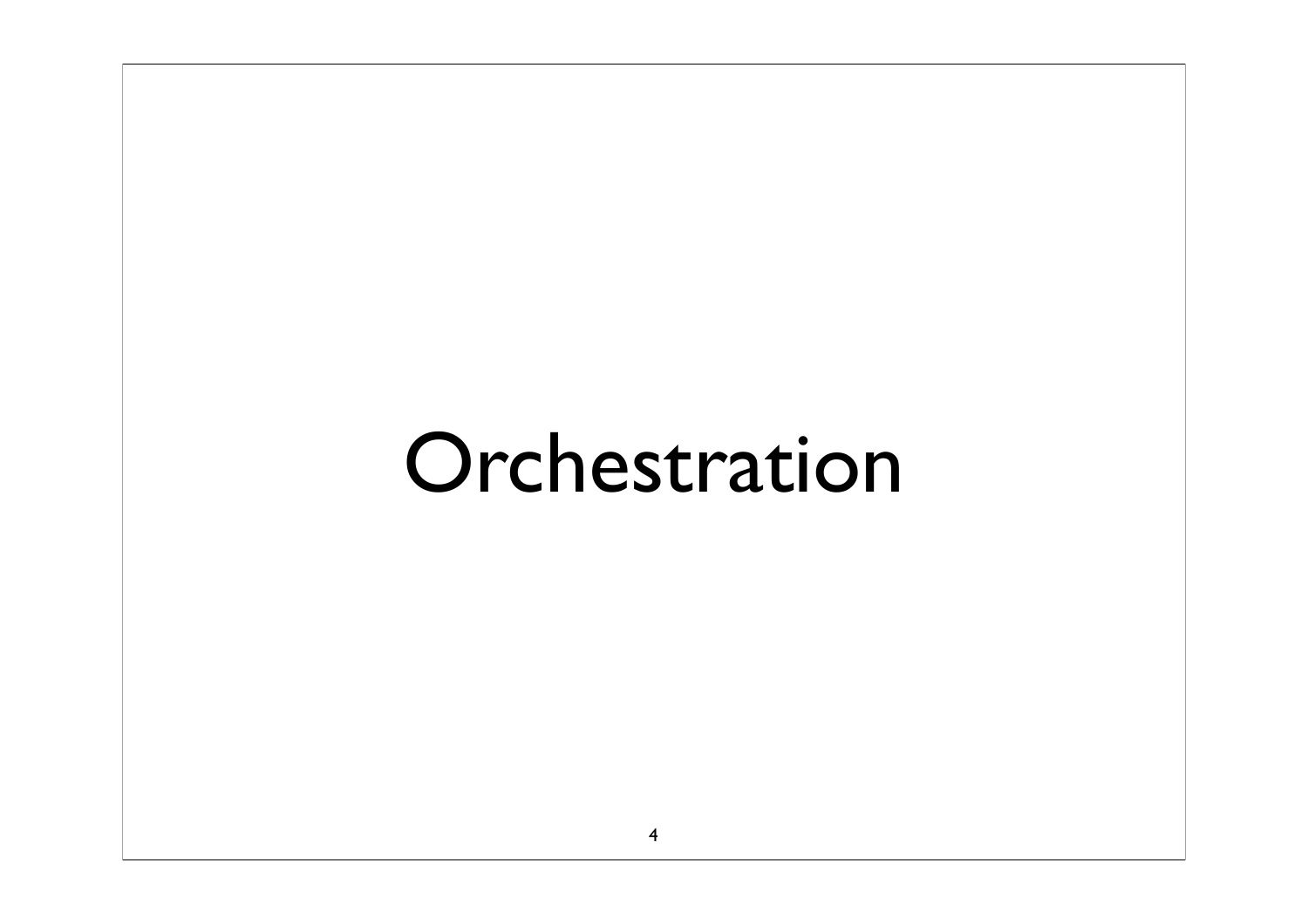# Orchestration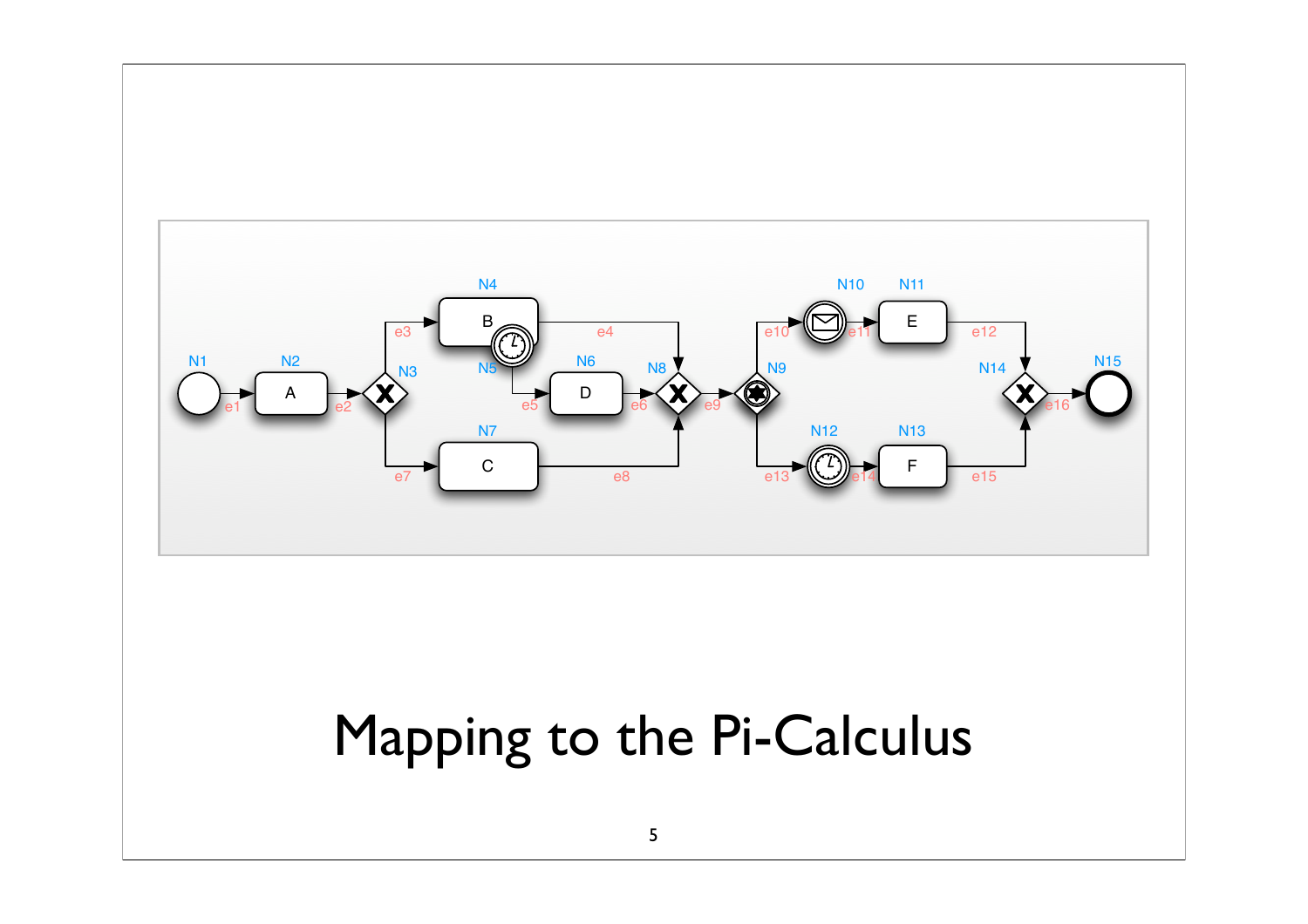# Mapping to the Pi-Calculus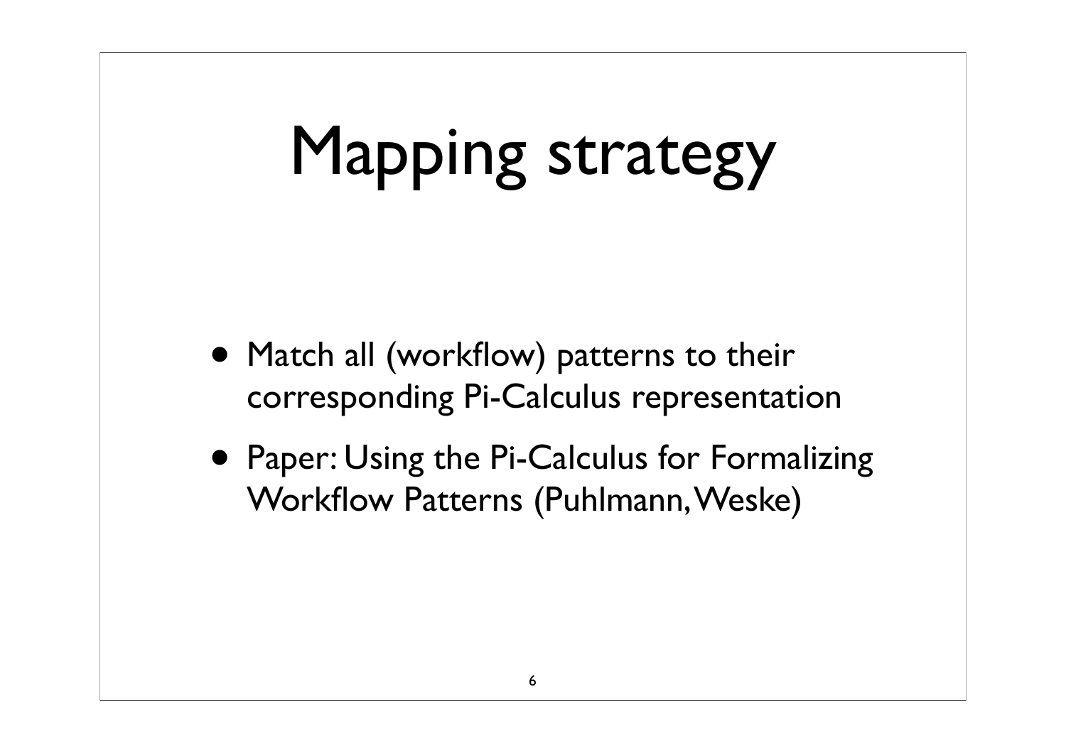# Mapping strategy

- Match all (workflow) patterns to their corresponding Pi-Calculus representation
- Paper: Using the Pi-Calculus for Formalizing Workflow Patterns (Puhlmann, Weske)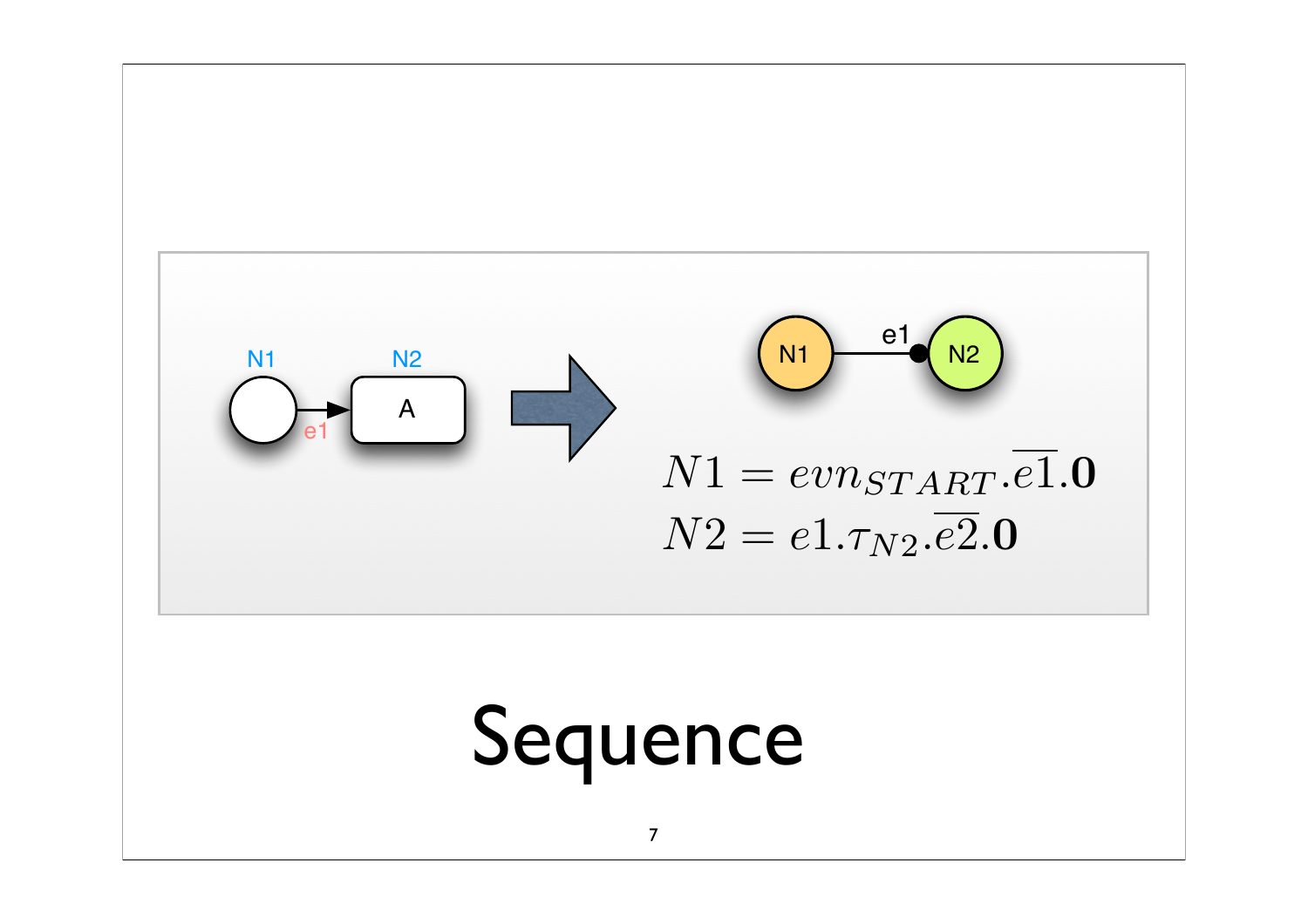N1 → e1 → N2 (A)

N1 —e1— N2

$$N1 = evn_{START}.\overline{e1}.\mathbf{0}$$

$$N2 = e1.\tau_{N2}.\overline{e2}.\mathbf{0}$$

# Sequence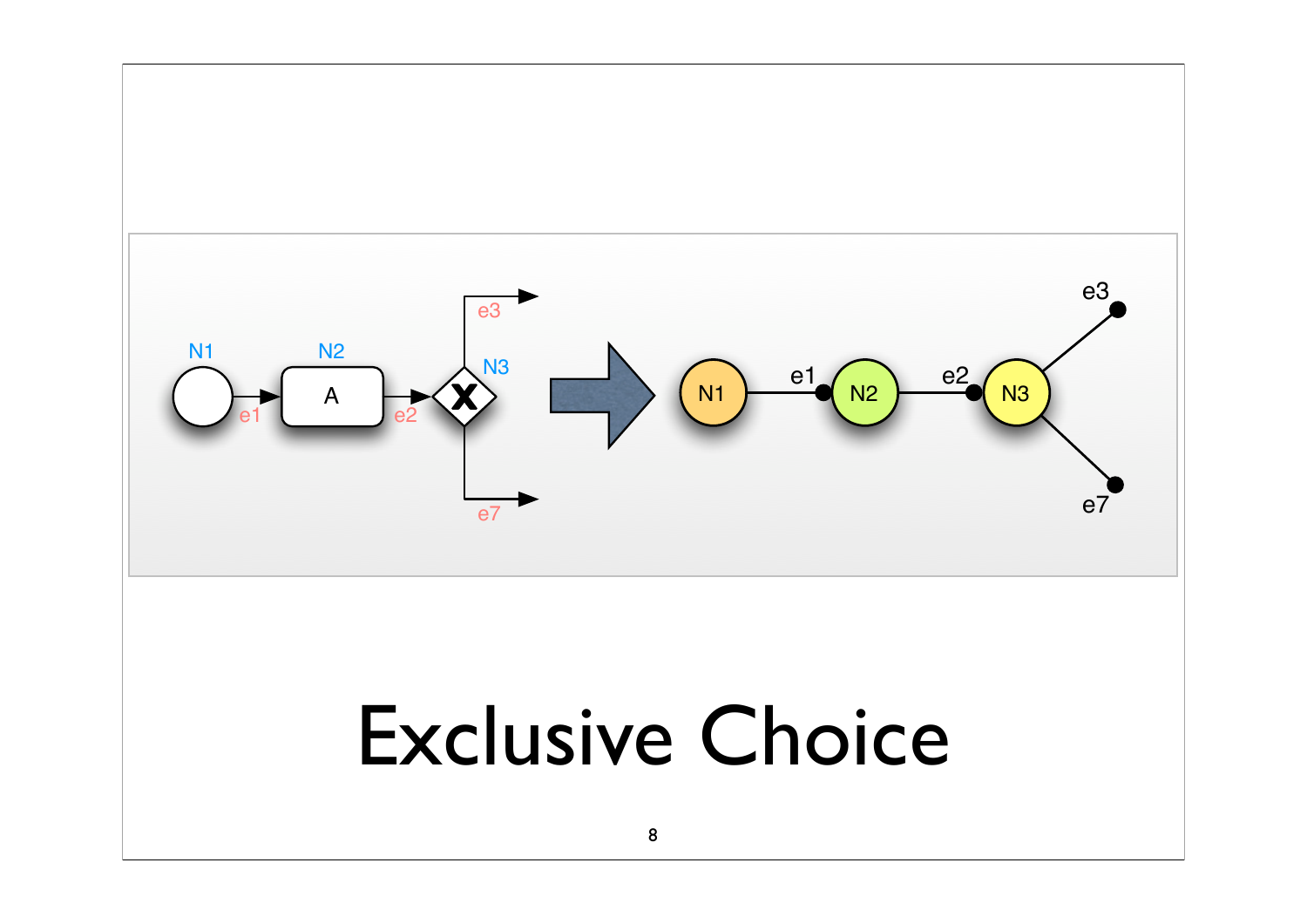# Exclusive Choice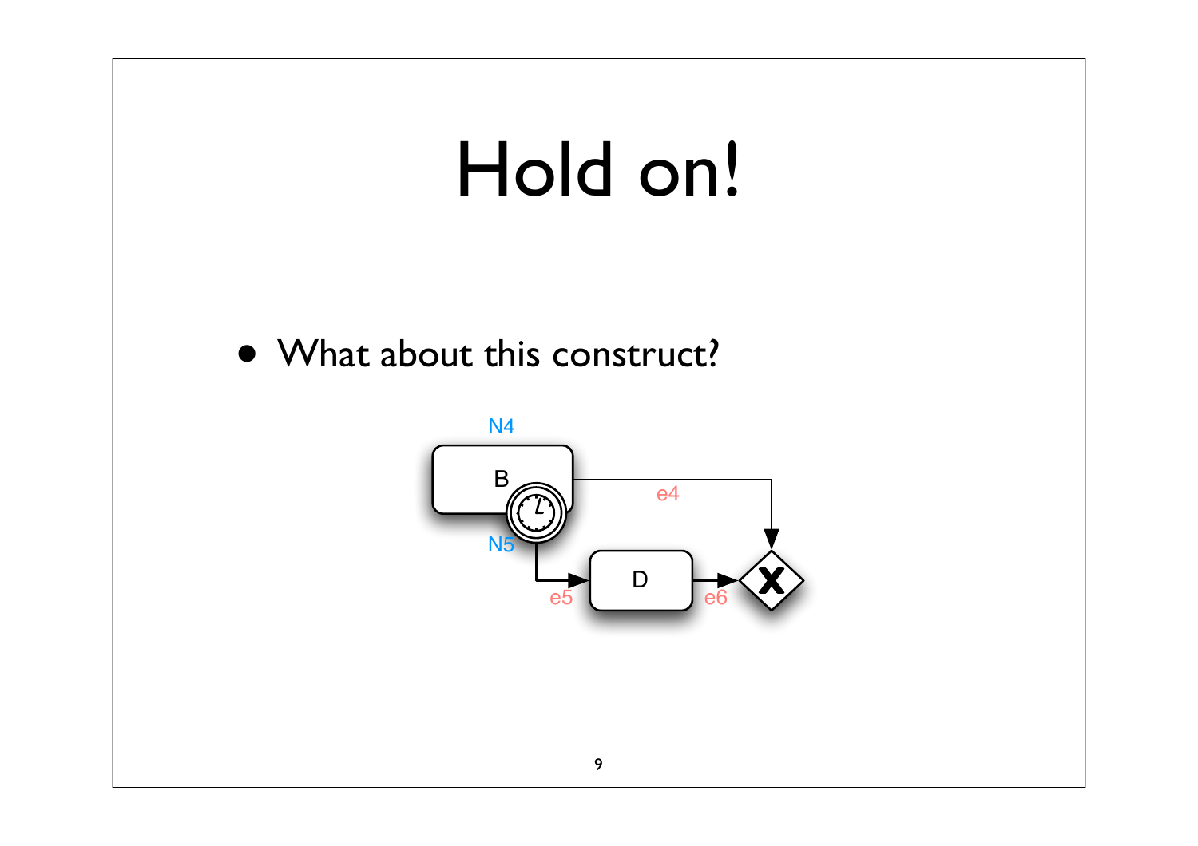# Hold on!

- What about this construct?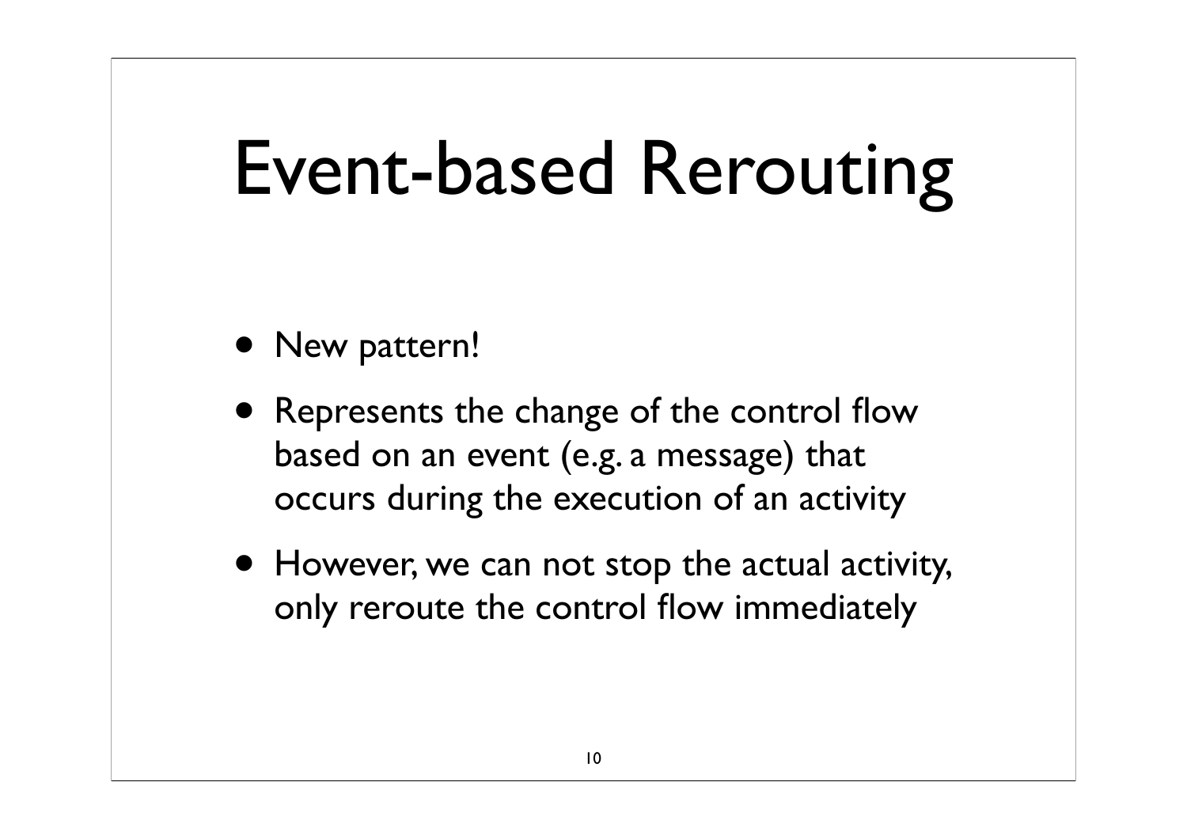# Event-based Rerouting

- New pattern!
- Represents the change of the control flow based on an event (e.g. a message) that occurs during the execution of an activity
- However, we can not stop the actual activity, only reroute the control flow immediately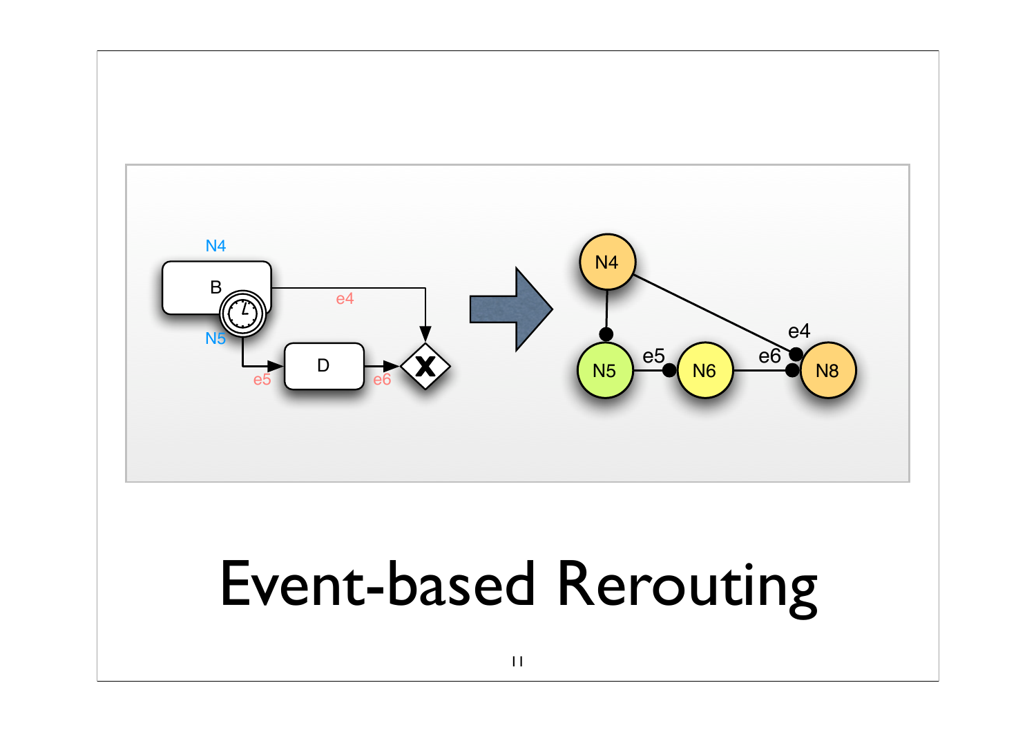# Event-based Rerouting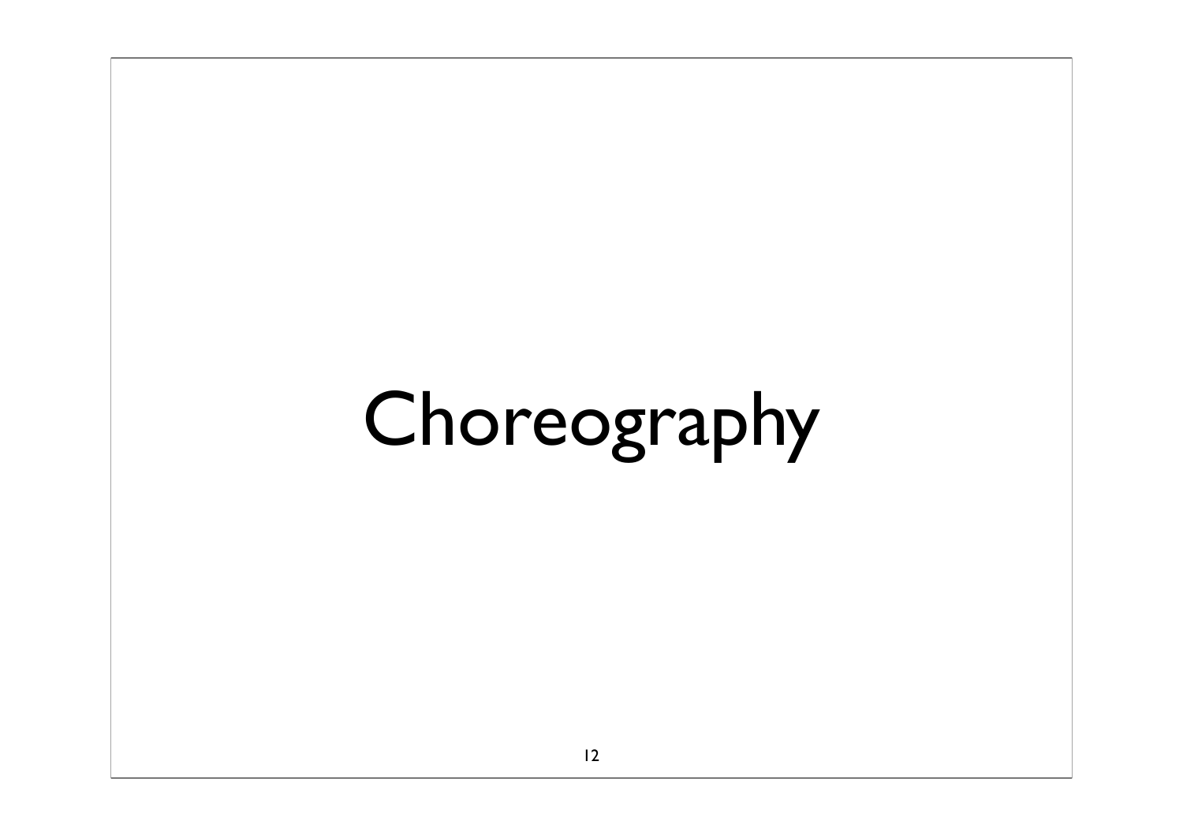# Choreography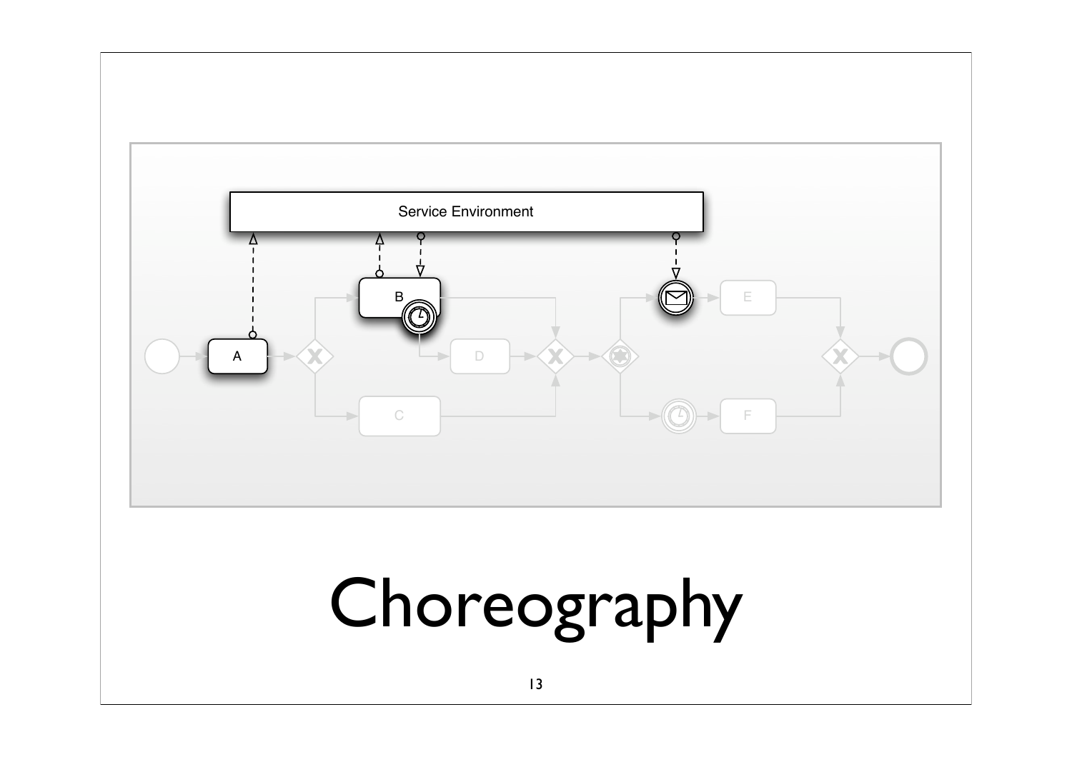# Choreography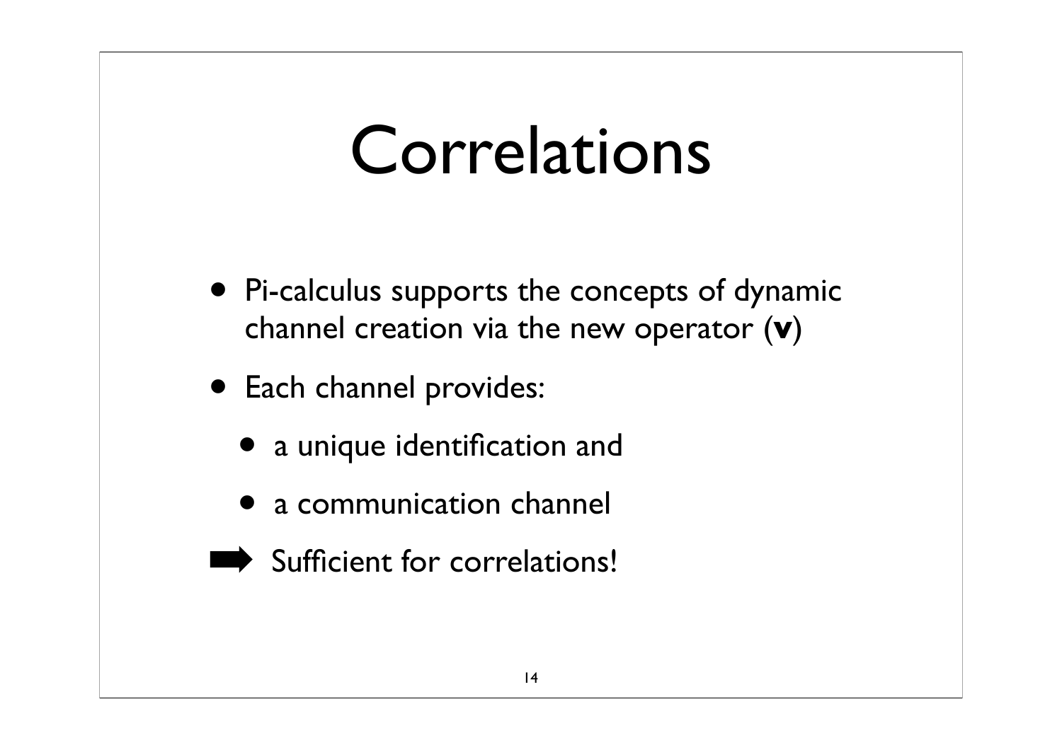# Correlations

- Pi-calculus supports the concepts of dynamic channel creation via the new operator (**ν**)
- Each channel provides:
  - a unique identification and
  - a communication channel

➡ Sufficient for correlations!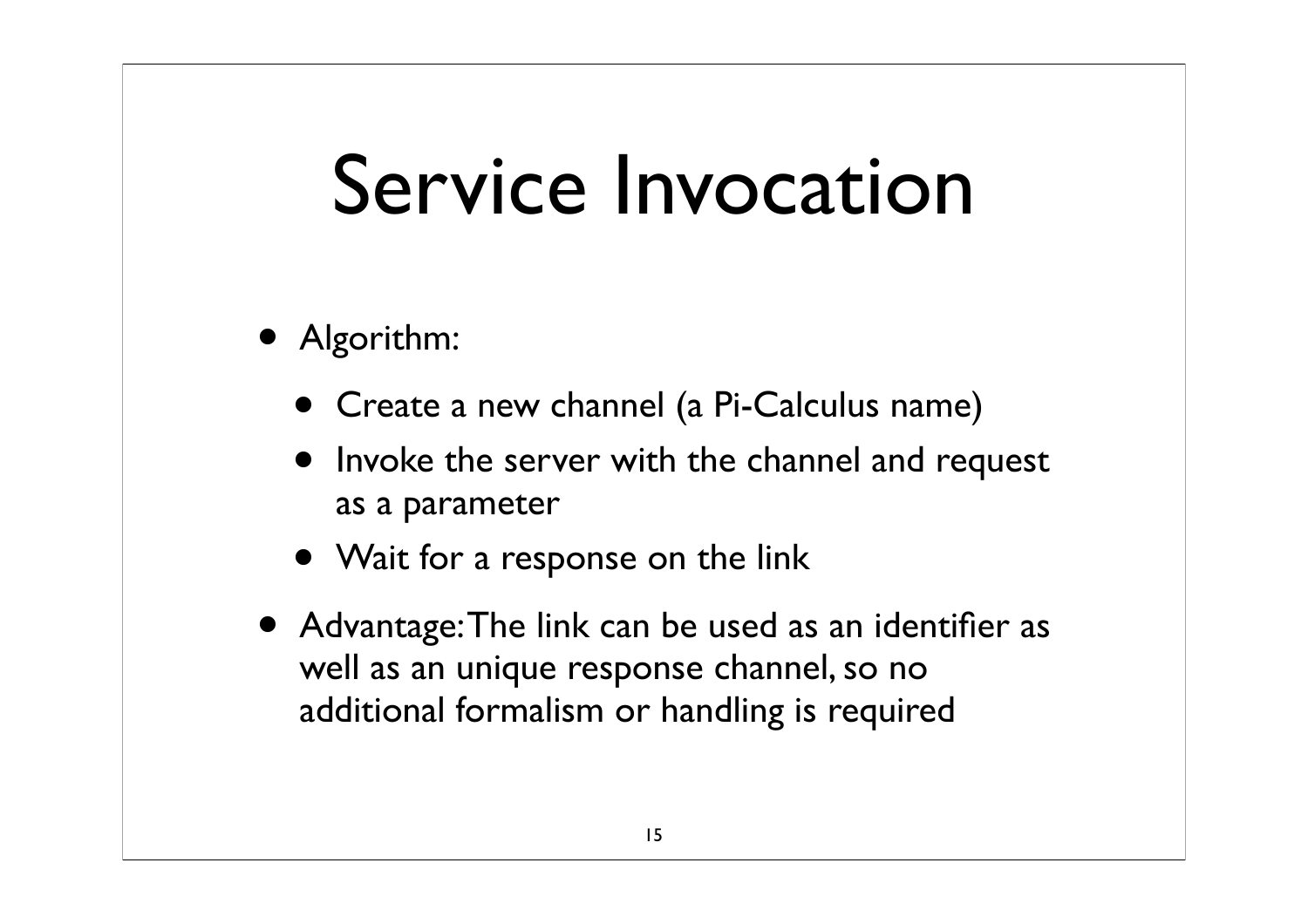# Service Invocation

- Algorithm:
  - Create a new channel (a Pi-Calculus name)
  - Invoke the server with the channel and request as a parameter
  - Wait for a response on the link
- Advantage: The link can be used as an identifier as well as an unique response channel, so no additional formalism or handling is required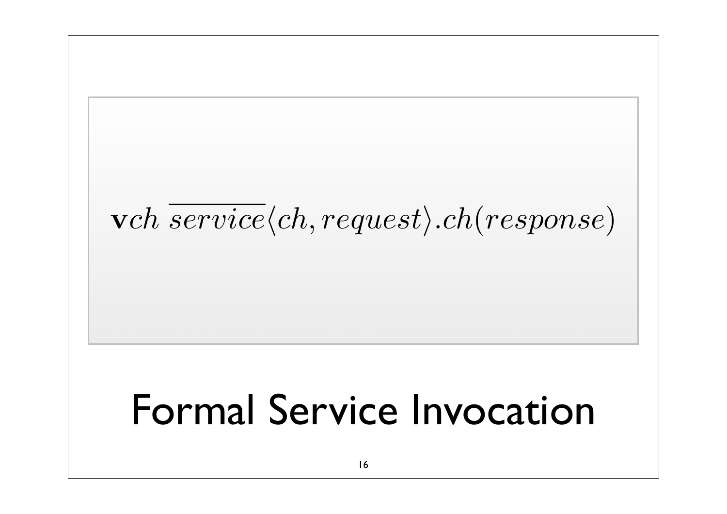$$\mathbf{v}ch\ \overline{service}\langle ch, request\rangle.ch(response)$$

# Formal Service Invocation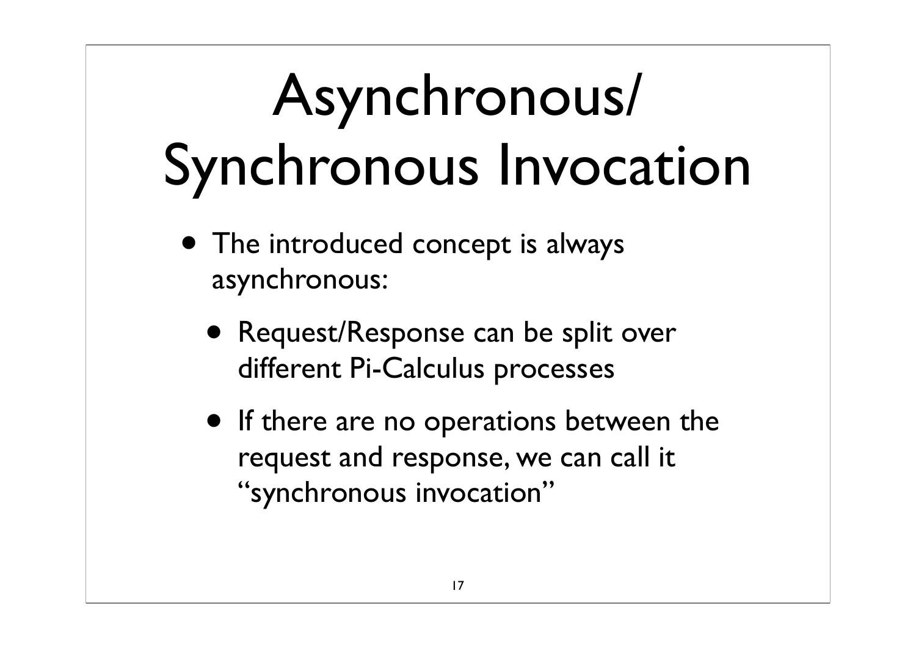# Asynchronous/ Synchronous Invocation

- The introduced concept is always asynchronous:
  - Request/Response can be split over different Pi-Calculus processes
  - If there are no operations between the request and response, we can call it "synchronous invocation"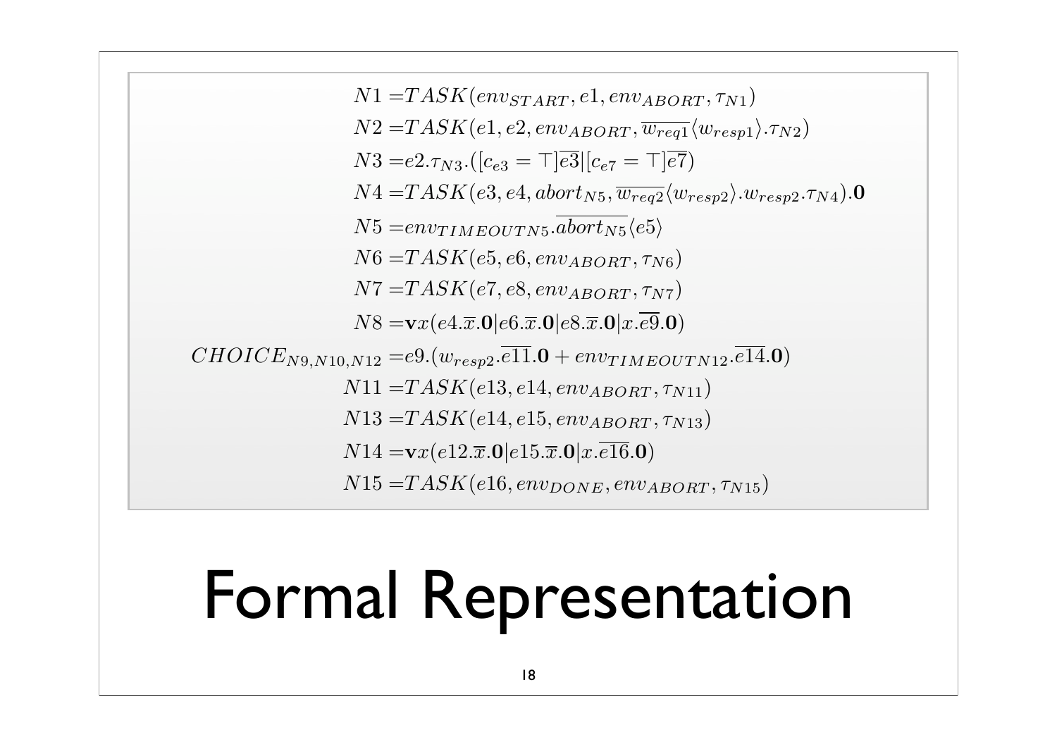$$
\begin{aligned}
N1 =& TASK(env_{START}, e1, env_{ABORT}, \tau_{N1}) \\
N2 =& TASK(e1, e2, env_{ABORT}, \overline{w_{req1}}\langle w_{resp1}\rangle.\tau_{N2}) \\
N3 =& e2.\tau_{N3}.([c_{e3} = \top]\overline{e3}|[c_{e7} = \top]\overline{e7}) \\
N4 =& TASK(e3, e4, abort_{N5}, \overline{w_{req2}}\langle w_{resp2}\rangle.w_{resp2}.\tau_{N4}).\mathbf{0} \\
N5 =& env_{TIMEOUTN5}.\overline{abort_{N5}}\langle e5\rangle \\
N6 =& TASK(e5, e6, env_{ABORT}, \tau_{N6}) \\
N7 =& TASK(e7, e8, env_{ABORT}, \tau_{N7}) \\
N8 =& \mathbf{v}x(e4.\overline{x}.\mathbf{0}|e6.\overline{x}.\mathbf{0}|e8.\overline{x}.\mathbf{0}|x.\overline{e9}.\mathbf{0}) \\
CHOICE_{N9,N10,N12} =& e9.(w_{resp2}.\overline{e11}.\mathbf{0} + env_{TIMEOUTN12}.\overline{e14}.\mathbf{0}) \\
N11 =& TASK(e13, e14, env_{ABORT}, \tau_{N11}) \\
N13 =& TASK(e14, e15, env_{ABORT}, \tau_{N13}) \\
N14 =& \mathbf{v}x(e12.\overline{x}.\mathbf{0}|e15.\overline{x}.\mathbf{0}|x.\overline{e16}.\mathbf{0}) \\
N15 =& TASK(e16, env_{DONE}, env_{ABORT}, \tau_{N15})
\end{aligned}
$$

# Formal Representation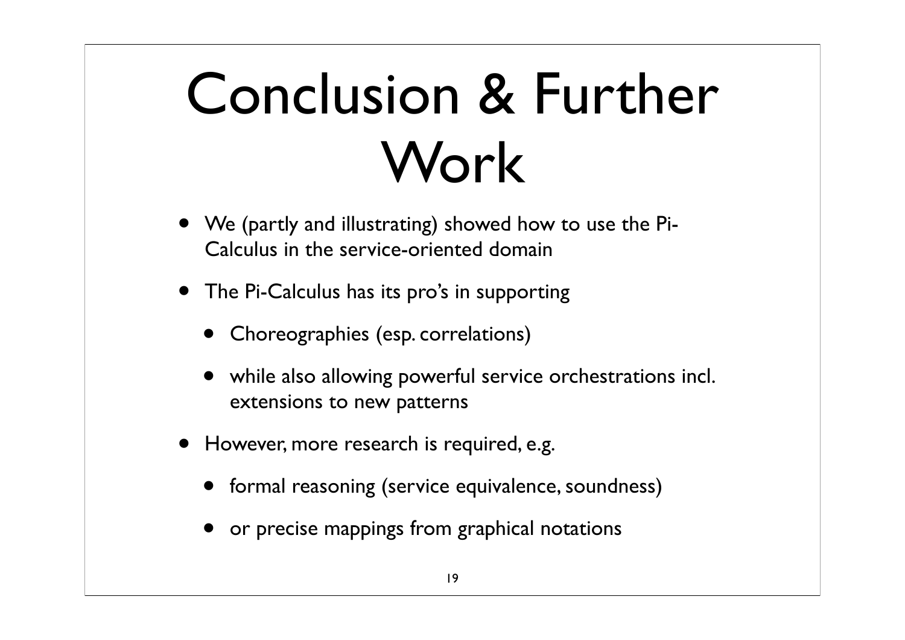# Conclusion & Further Work

- We (partly and illustrating) showed how to use the Pi-Calculus in the service-oriented domain
- The Pi-Calculus has its pro's in supporting
  - Choreographies (esp. correlations)
  - while also allowing powerful service orchestrations incl. extensions to new patterns
- However, more research is required, e.g.
  - formal reasoning (service equivalence, soundness)
  - or precise mappings from graphical notations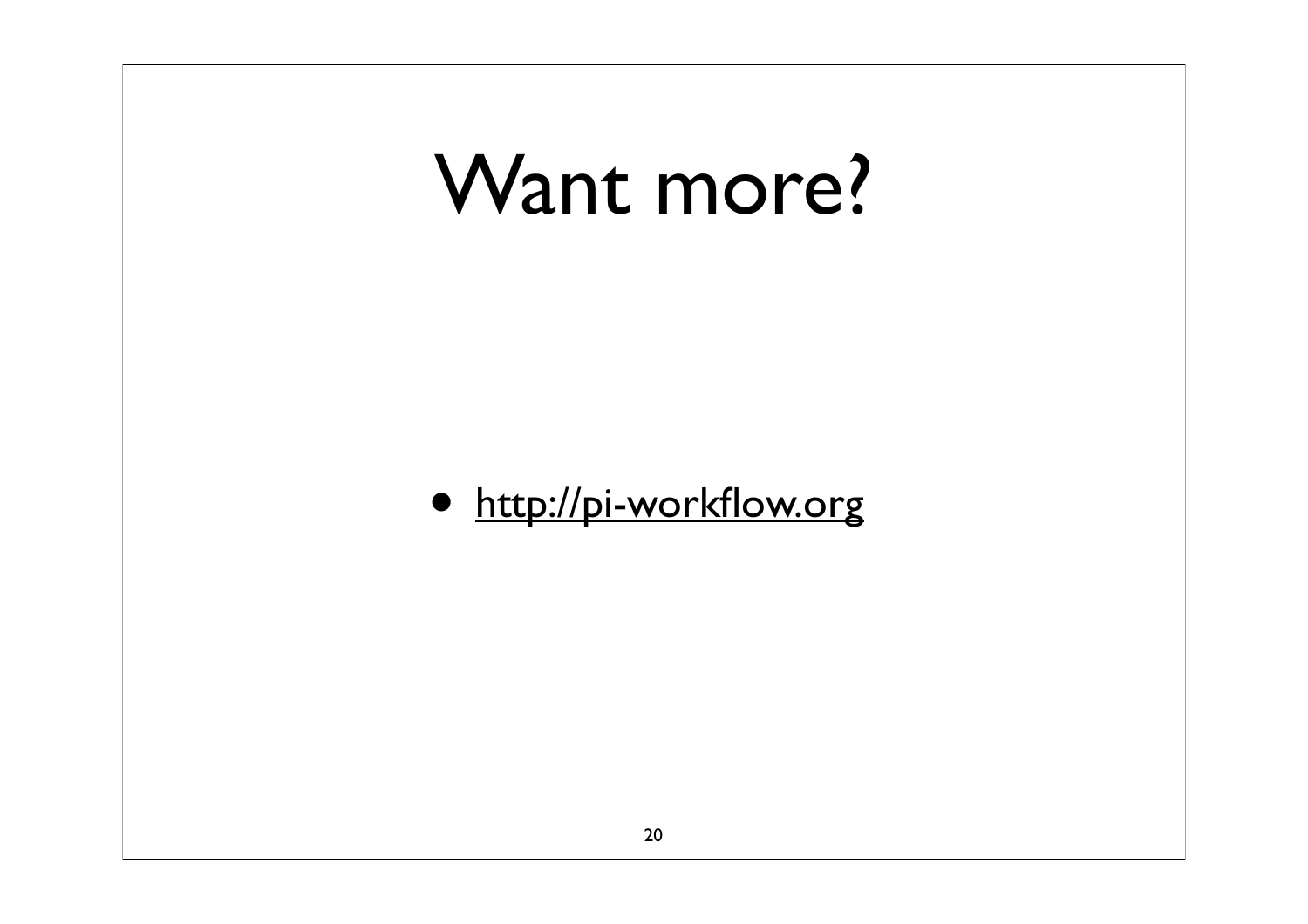# Want more?

- http://pi-workflow.org